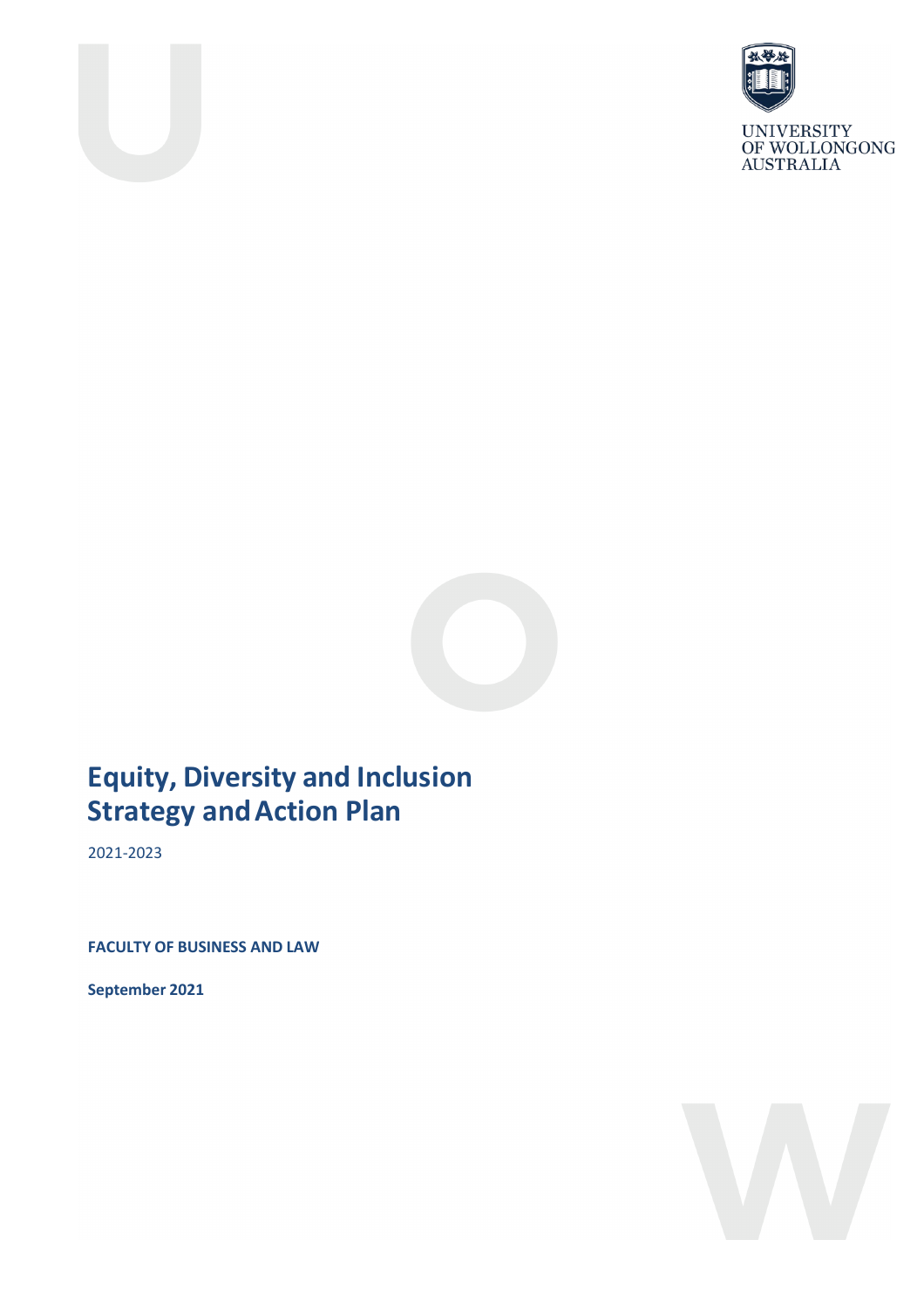UNIVERSITY OF WOLLONGONG AUSTRALIA

# Equity, Diversity and Inclusion Strategy and Action Plan

2021-2023

**FACULTY OF BUSINESS AND LAW**

**September 2021**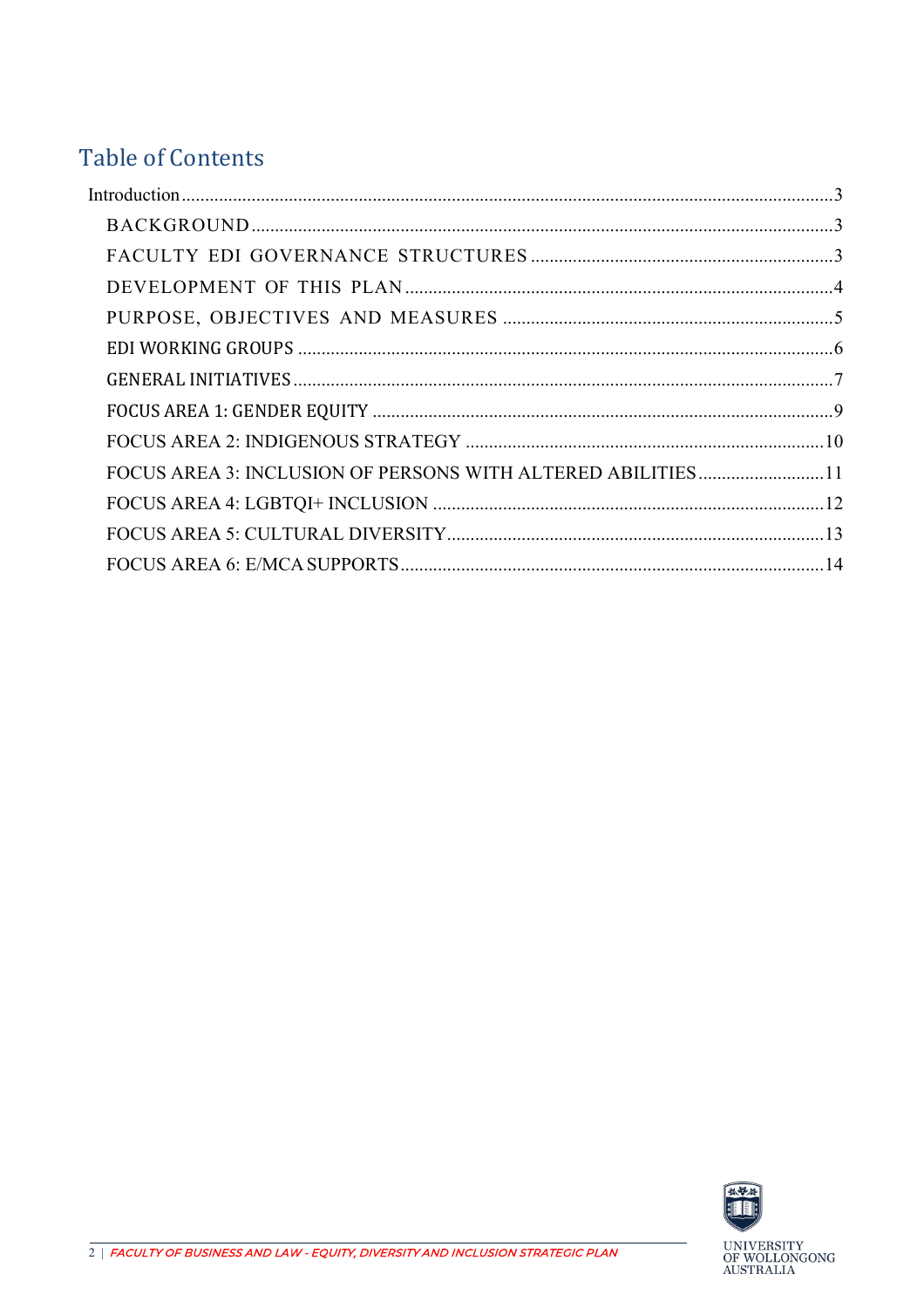# Table of Contents

- Introduction ..... 3
  - BACKGROUND ..... 3
  - FACULTY EDI GOVERNANCE STRUCTURES ..... 3
  - DEVELOPMENT OF THIS PLAN ..... 4
  - PURPOSE, OBJECTIVES AND MEASURES ..... 5
  - EDI WORKING GROUPS ..... 6
  - GENERAL INITIATIVES ..... 7
  - FOCUS AREA 1: GENDER EQUITY ..... 9
  - FOCUS AREA 2: INDIGENOUS STRATEGY ..... 10
  - FOCUS AREA 3: INCLUSION OF PERSONS WITH ALTERED ABILITIES ..... 11
  - FOCUS AREA 4: LGBTQI+ INCLUSION ..... 12
  - FOCUS AREA 5: CULTURAL DIVERSITY ..... 13
  - FOCUS AREA 6: E/MCA SUPPORTS ..... 14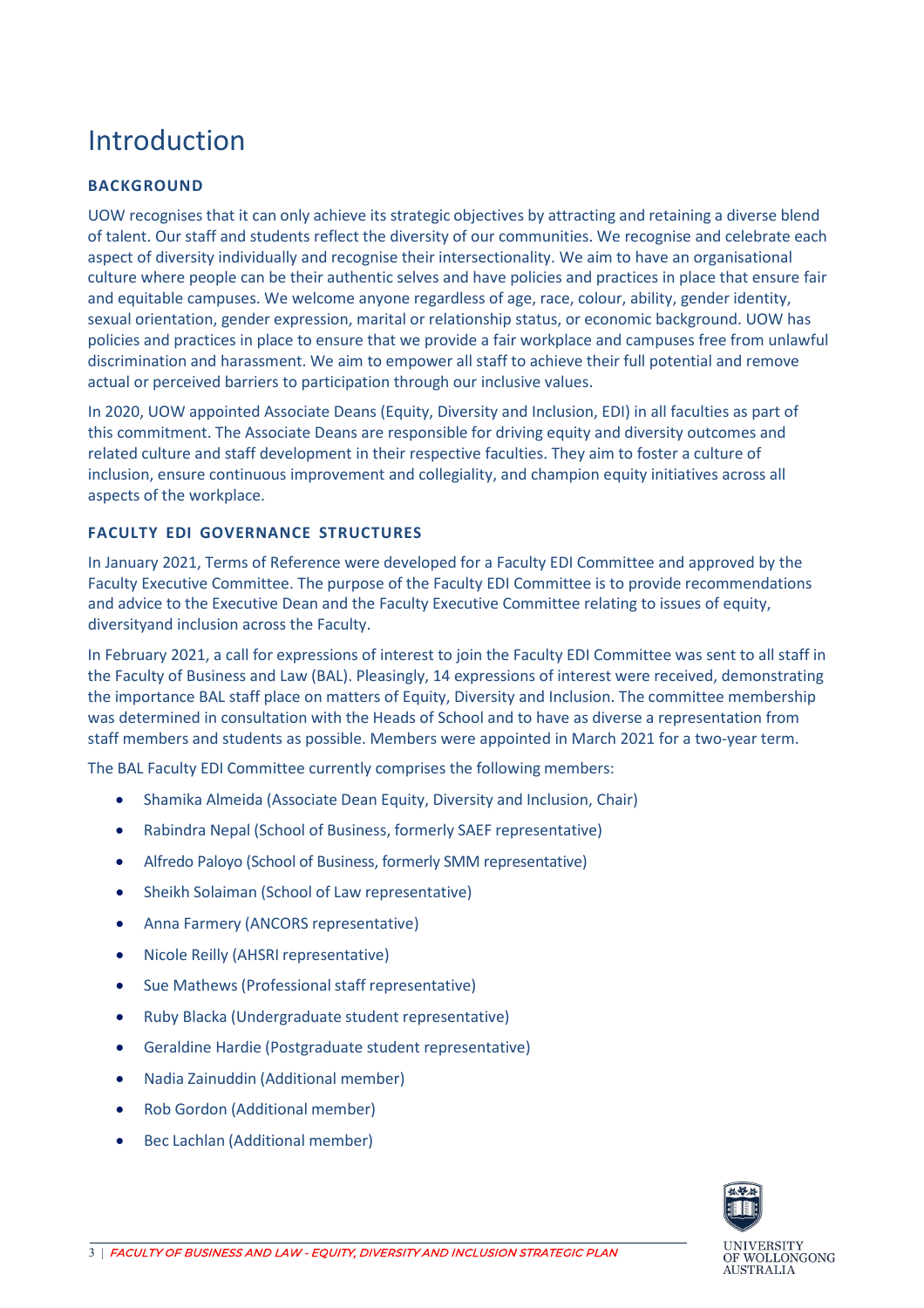# Introduction

## BACKGROUND

UOW recognises that it can only achieve its strategic objectives by attracting and retaining a diverse blend of talent. Our staff and students reflect the diversity of our communities. We recognise and celebrate each aspect of diversity individually and recognise their intersectionality. We aim to have an organisational culture where people can be their authentic selves and have policies and practices in place that ensure fair and equitable campuses. We welcome anyone regardless of age, race, colour, ability, gender identity, sexual orientation, gender expression, marital or relationship status, or economic background. UOW has policies and practices in place to ensure that we provide a fair workplace and campuses free from unlawful discrimination and harassment. We aim to empower all staff to achieve their full potential and remove actual or perceived barriers to participation through our inclusive values.

In 2020, UOW appointed Associate Deans (Equity, Diversity and Inclusion, EDI) in all faculties as part of this commitment. The Associate Deans are responsible for driving equity and diversity outcomes and related culture and staff development in their respective faculties. They aim to foster a culture of inclusion, ensure continuous improvement and collegiality, and champion equity initiatives across all aspects of the workplace.

## FACULTY EDI GOVERNANCE STRUCTURES

In January 2021, Terms of Reference were developed for a Faculty EDI Committee and approved by the Faculty Executive Committee. The purpose of the Faculty EDI Committee is to provide recommendations and advice to the Executive Dean and the Faculty Executive Committee relating to issues of equity, diversityand inclusion across the Faculty.

In February 2021, a call for expressions of interest to join the Faculty EDI Committee was sent to all staff in the Faculty of Business and Law (BAL). Pleasingly, 14 expressions of interest were received, demonstrating the importance BAL staff place on matters of Equity, Diversity and Inclusion. The committee membership was determined in consultation with the Heads of School and to have as diverse a representation from staff members and students as possible. Members were appointed in March 2021 for a two-year term.

The BAL Faculty EDI Committee currently comprises the following members:

- Shamika Almeida (Associate Dean Equity, Diversity and Inclusion, Chair)
- Rabindra Nepal (School of Business, formerly SAEF representative)
- Alfredo Paloyo (School of Business, formerly SMM representative)
- Sheikh Solaiman (School of Law representative)
- Anna Farmery (ANCORS representative)
- Nicole Reilly (AHSRI representative)
- Sue Mathews (Professional staff representative)
- Ruby Blacka (Undergraduate student representative)
- Geraldine Hardie (Postgraduate student representative)
- Nadia Zainuddin (Additional member)
- Rob Gordon (Additional member)
- Bec Lachlan (Additional member)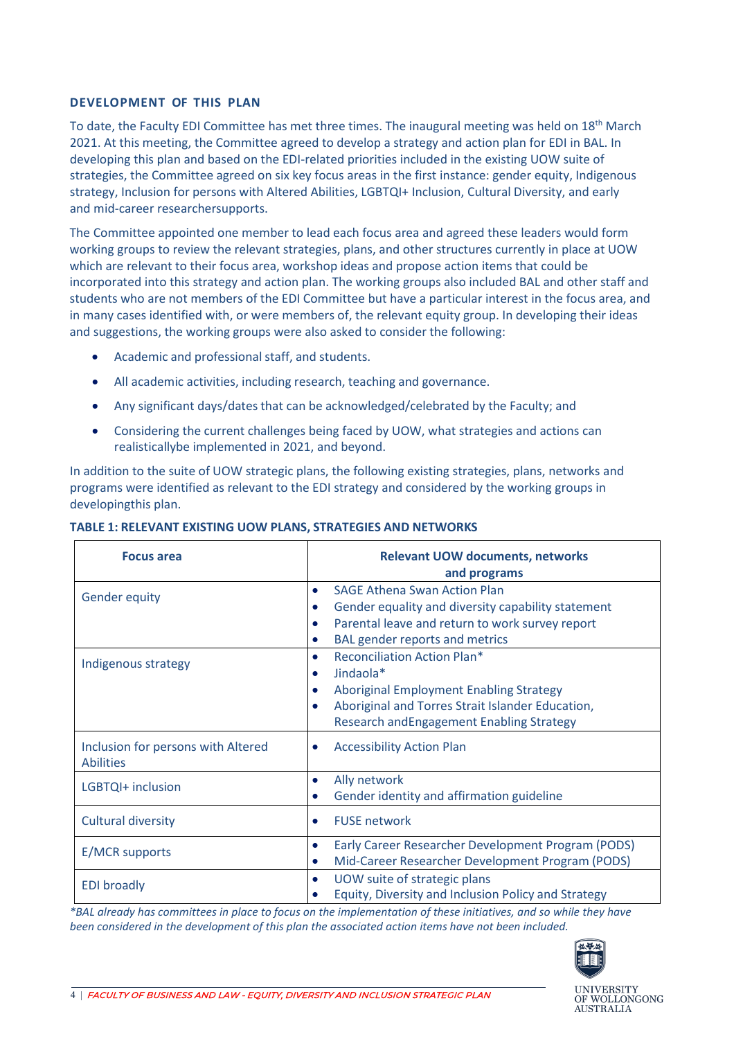## DEVELOPMENT OF THIS PLAN

To date, the Faculty EDI Committee has met three times. The inaugural meeting was held on 18th March 2021. At this meeting, the Committee agreed to develop a strategy and action plan for EDI in BAL. In developing this plan and based on the EDI-related priorities included in the existing UOW suite of strategies, the Committee agreed on six key focus areas in the first instance: gender equity, Indigenous strategy, Inclusion for persons with Altered Abilities, LGBTQI+ Inclusion, Cultural Diversity, and early and mid-career researchersupports.

The Committee appointed one member to lead each focus area and agreed these leaders would form working groups to review the relevant strategies, plans, and other structures currently in place at UOW which are relevant to their focus area, workshop ideas and propose action items that could be incorporated into this strategy and action plan. The working groups also included BAL and other staff and students who are not members of the EDI Committee but have a particular interest in the focus area, and in many cases identified with, or were members of, the relevant equity group. In developing their ideas and suggestions, the working groups were also asked to consider the following:

- Academic and professional staff, and students.
- All academic activities, including research, teaching and governance.
- Any significant days/dates that can be acknowledged/celebrated by the Faculty; and
- Considering the current challenges being faced by UOW, what strategies and actions can realisticallybe implemented in 2021, and beyond.

In addition to the suite of UOW strategic plans, the following existing strategies, plans, networks and programs were identified as relevant to the EDI strategy and considered by the working groups in developingthis plan.

**TABLE 1: RELEVANT EXISTING UOW PLANS, STRATEGIES AND NETWORKS**

| Focus area | Relevant UOW documents, networks and programs |
|---|---|
| Gender equity | • SAGE Athena Swan Action Plan<br>• Gender equality and diversity capability statement<br>• Parental leave and return to work survey report<br>• BAL gender reports and metrics |
| Indigenous strategy | • Reconciliation Action Plan*<br>• Jindaola*<br>• Aboriginal Employment Enabling Strategy<br>• Aboriginal and Torres Strait Islander Education, Research andEngagement Enabling Strategy |
| Inclusion for persons with Altered Abilities | • Accessibility Action Plan |
| LGBTQI+ inclusion | • Ally network<br>• Gender identity and affirmation guideline |
| Cultural diversity | • FUSE network |
| E/MCR supports | • Early Career Researcher Development Program (PODS)<br>• Mid-Career Researcher Development Program (PODS) |
| EDI broadly | • UOW suite of strategic plans<br>• Equity, Diversity and Inclusion Policy and Strategy |

*\*BAL already has committees in place to focus on the implementation of these initiatives, and so while they have been considered in the development of this plan the associated action items have not been included.*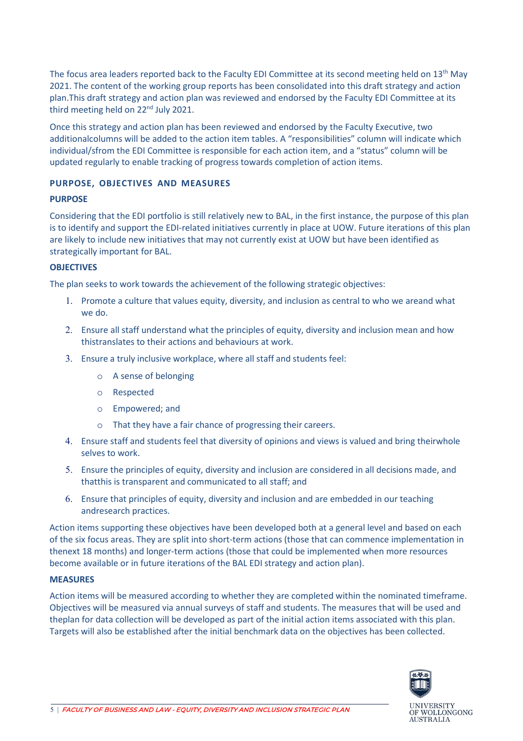The focus area leaders reported back to the Faculty EDI Committee at its second meeting held on 13th May 2021. The content of the working group reports has been consolidated into this draft strategy and action plan.This draft strategy and action plan was reviewed and endorsed by the Faculty EDI Committee at its third meeting held on 22nd July 2021.

Once this strategy and action plan has been reviewed and endorsed by the Faculty Executive, two additionalcolumns will be added to the action item tables. A "responsibilities" column will indicate which individual/sfrom the EDI Committee is responsible for each action item, and a "status" column will be updated regularly to enable tracking of progress towards completion of action items.

## PURPOSE, OBJECTIVES AND MEASURES

### PURPOSE

Considering that the EDI portfolio is still relatively new to BAL, in the first instance, the purpose of this plan is to identify and support the EDI-related initiatives currently in place at UOW. Future iterations of this plan are likely to include new initiatives that may not currently exist at UOW but have been identified as strategically important for BAL.

### OBJECTIVES

The plan seeks to work towards the achievement of the following strategic objectives:

1. Promote a culture that values equity, diversity, and inclusion as central to who we areand what we do.
2. Ensure all staff understand what the principles of equity, diversity and inclusion mean and how thistranslates to their actions and behaviours at work.
3. Ensure a truly inclusive workplace, where all staff and students feel:
   - A sense of belonging
   - Respected
   - Empowered; and
   - That they have a fair chance of progressing their careers.
4. Ensure staff and students feel that diversity of opinions and views is valued and bring theirwhole selves to work.
5. Ensure the principles of equity, diversity and inclusion are considered in all decisions made, and thatthis is transparent and communicated to all staff; and
6. Ensure that principles of equity, diversity and inclusion and are embedded in our teaching andresearch practices.

Action items supporting these objectives have been developed both at a general level and based on each of the six focus areas. They are split into short-term actions (those that can commence implementation in thenext 18 months) and longer-term actions (those that could be implemented when more resources become available or in future iterations of the BAL EDI strategy and action plan).

### MEASURES

Action items will be measured according to whether they are completed within the nominated timeframe. Objectives will be measured via annual surveys of staff and students. The measures that will be used and theplan for data collection will be developed as part of the initial action items associated with this plan. Targets will also be established after the initial benchmark data on the objectives has been collected.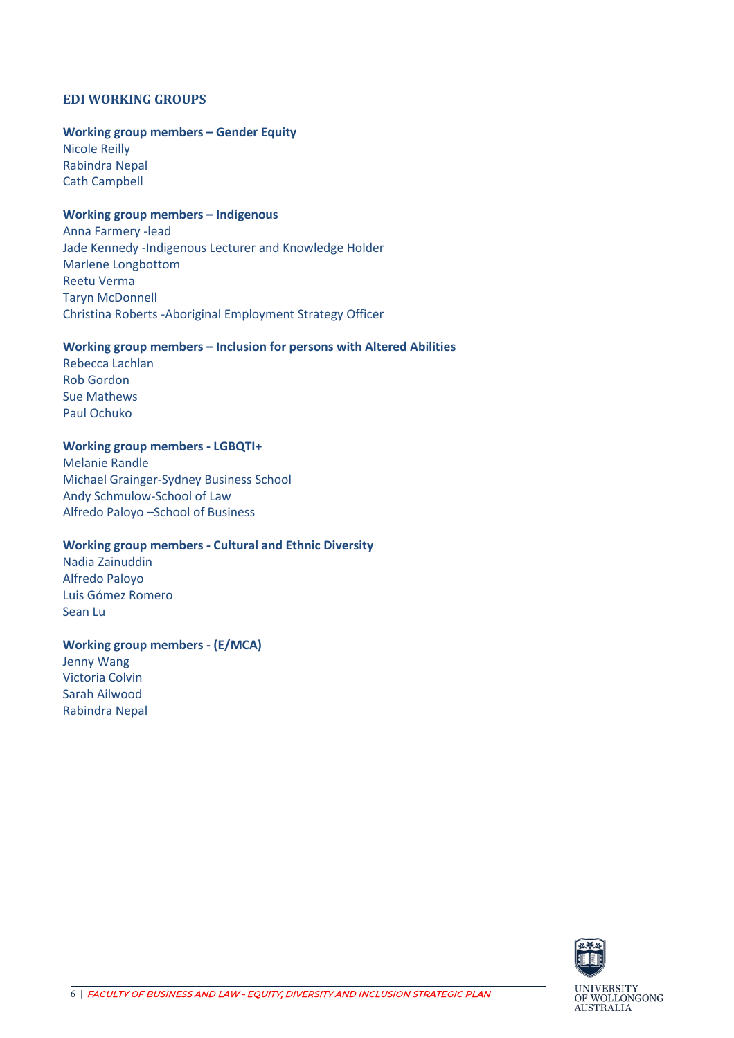## EDI WORKING GROUPS

**Working group members – Gender Equity**
Nicole Reilly
Rabindra Nepal
Cath Campbell

**Working group members – Indigenous**
Anna Farmery -lead
Jade Kennedy -Indigenous Lecturer and Knowledge Holder
Marlene Longbottom
Reetu Verma
Taryn McDonnell
Christina Roberts -Aboriginal Employment Strategy Officer

**Working group members – Inclusion for persons with Altered Abilities**
Rebecca Lachlan
Rob Gordon
Sue Mathews
Paul Ochuko

**Working group members - LGBQTI+**
Melanie Randle
Michael Grainger-Sydney Business School
Andy Schmulow-School of Law
Alfredo Paloyo –School of Business

**Working group members - Cultural and Ethnic Diversity**
Nadia Zainuddin
Alfredo Paloyo
Luis Gómez Romero
Sean Lu

**Working group members - (E/MCA)**
Jenny Wang
Victoria Colvin
Sarah Ailwood
Rabindra Nepal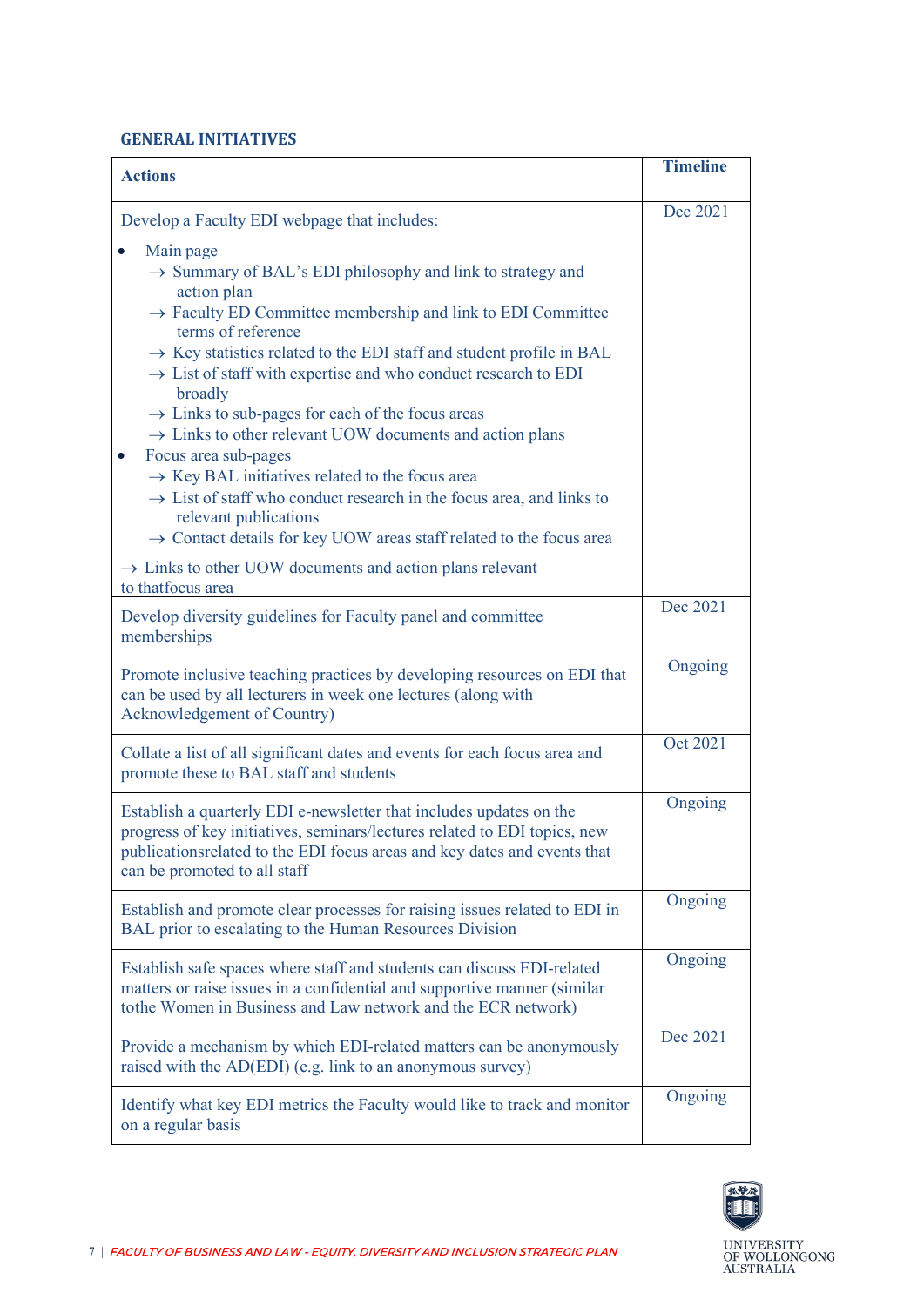### GENERAL INITIATIVES

| Actions | Timeline |
|---|---|
| Develop a Faculty EDI webpage that includes:<br>• Main page<br>→ Summary of BAL's EDI philosophy and link to strategy and action plan<br>→ Faculty ED Committee membership and link to EDI Committee terms of reference<br>→ Key statistics related to the EDI staff and student profile in BAL<br>→ List of staff with expertise and who conduct research to EDI broadly<br>→ Links to sub-pages for each of the focus areas<br>→ Links to other relevant UOW documents and action plans<br>• Focus area sub-pages<br>→ Key BAL initiatives related to the focus area<br>→ List of staff who conduct research in the focus area, and links to relevant publications<br>→ Contact details for key UOW areas staff related to the focus area<br>→ Links to other UOW documents and action plans relevant to thatfocus area | Dec 2021 |
| Develop diversity guidelines for Faculty panel and committee memberships | Dec 2021 |
| Promote inclusive teaching practices by developing resources on EDI that can be used by all lecturers in week one lectures (along with Acknowledgement of Country) | Ongoing |
| Collate a list of all significant dates and events for each focus area and promote these to BAL staff and students | Oct 2021 |
| Establish a quarterly EDI e-newsletter that includes updates on the progress of key initiatives, seminars/lectures related to EDI topics, new publicationsrelated to the EDI focus areas and key dates and events that can be promoted to all staff | Ongoing |
| Establish and promote clear processes for raising issues related to EDI in BAL prior to escalating to the Human Resources Division | Ongoing |
| Establish safe spaces where staff and students can discuss EDI-related matters or raise issues in a confidential and supportive manner (similar tothe Women in Business and Law network and the ECR network) | Ongoing |
| Provide a mechanism by which EDI-related matters can be anonymously raised with the AD(EDI) (e.g. link to an anonymous survey) | Dec 2021 |
| Identify what key EDI metrics the Faculty would like to track and monitor on a regular basis | Ongoing |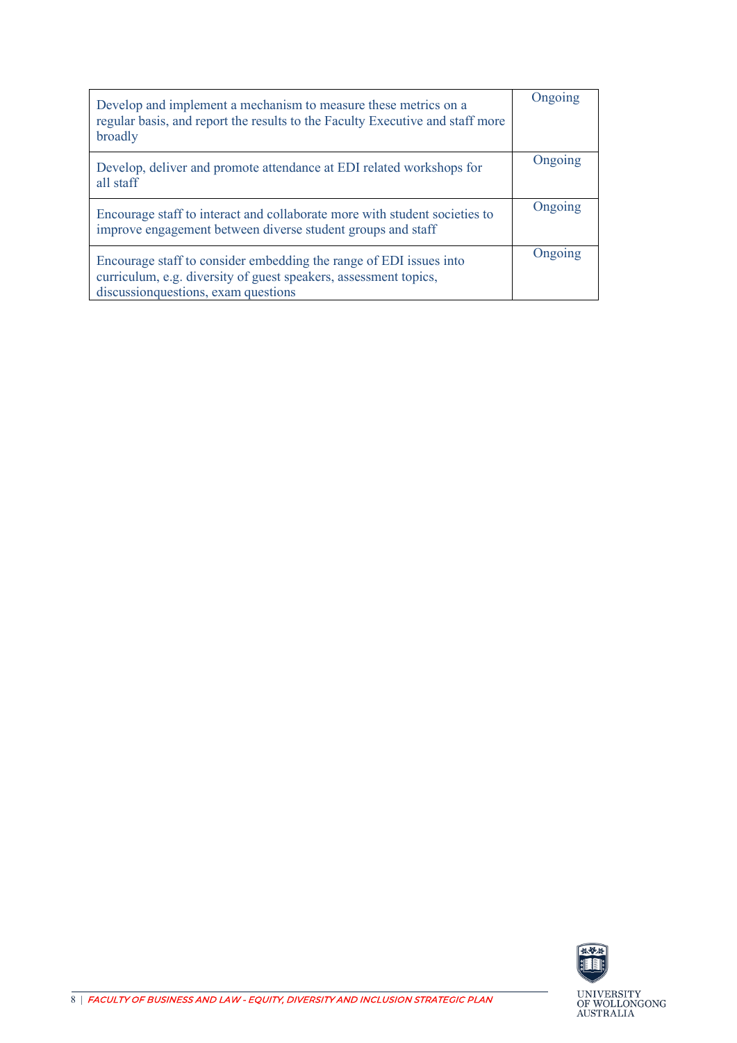| | |
|---|---|
| Develop and implement a mechanism to measure these metrics on a regular basis, and report the results to the Faculty Executive and staff more broadly | Ongoing |
| Develop, deliver and promote attendance at EDI related workshops for all staff | Ongoing |
| Encourage staff to interact and collaborate more with student societies to improve engagement between diverse student groups and staff | Ongoing |
| Encourage staff to consider embedding the range of EDI issues into curriculum, e.g. diversity of guest speakers, assessment topics, discussionquestions, exam questions | Ongoing |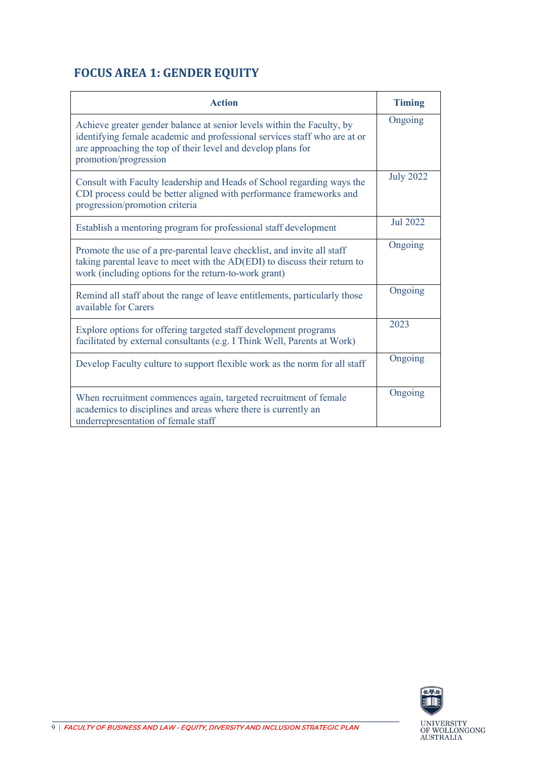## FOCUS AREA 1: GENDER EQUITY

| Action | Timing |
|---|---|
| Achieve greater gender balance at senior levels within the Faculty, by identifying female academic and professional services staff who are at or are approaching the top of their level and develop plans for promotion/progression | Ongoing |
| Consult with Faculty leadership and Heads of School regarding ways the CDI process could be better aligned with performance frameworks and progression/promotion criteria | July 2022 |
| Establish a mentoring program for professional staff development | Jul 2022 |
| Promote the use of a pre-parental leave checklist, and invite all staff taking parental leave to meet with the AD(EDI) to discuss their return to work (including options for the return-to-work grant) | Ongoing |
| Remind all staff about the range of leave entitlements, particularly those available for Carers | Ongoing |
| Explore options for offering targeted staff development programs facilitated by external consultants (e.g. I Think Well, Parents at Work) | 2023 |
| Develop Faculty culture to support flexible work as the norm for all staff | Ongoing |
| When recruitment commences again, targeted recruitment of female academics to disciplines and areas where there is currently an underrepresentation of female staff | Ongoing |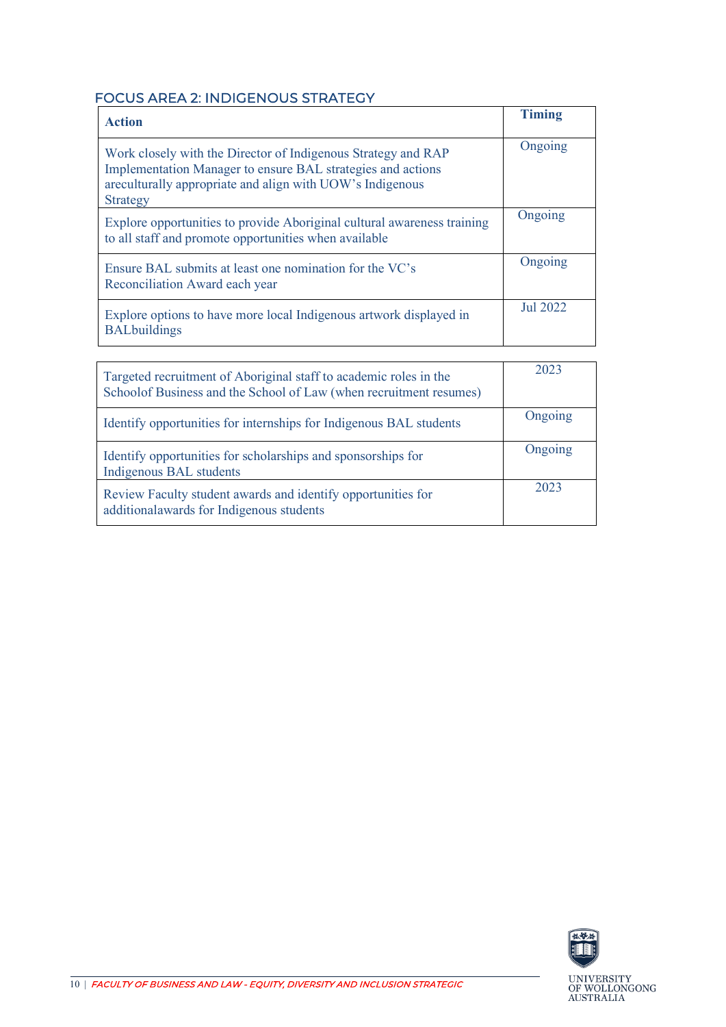## FOCUS AREA 2: INDIGENOUS STRATEGY

| Action | Timing |
|---|---|
| Work closely with the Director of Indigenous Strategy and RAP Implementation Manager to ensure BAL strategies and actions areculturally appropriate and align with UOW's Indigenous Strategy | Ongoing |
| Explore opportunities to provide Aboriginal cultural awareness training to all staff and promote opportunities when available | Ongoing |
| Ensure BAL submits at least one nomination for the VC's Reconciliation Award each year | Ongoing |
| Explore options to have more local Indigenous artwork displayed in BALbuildings | Jul 2022 |
| Targeted recruitment of Aboriginal staff to academic roles in the Schoolof Business and the School of Law (when recruitment resumes) | 2023 |
| Identify opportunities for internships for Indigenous BAL students | Ongoing |
| Identify opportunities for scholarships and sponsorships for Indigenous BAL students | Ongoing |
| Review Faculty student awards and identify opportunities for additionalawards for Indigenous students | 2023 |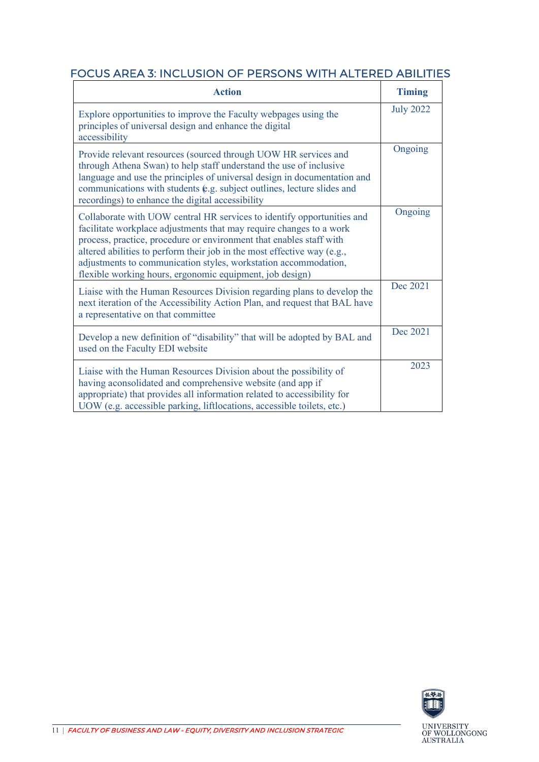## FOCUS AREA 3: INCLUSION OF PERSONS WITH ALTERED ABILITIES

| Action | Timing |
|---|---|
| Explore opportunities to improve the Faculty webpages using the principles of universal design and enhance the digital accessibility | July 2022 |
| Provide relevant resources (sourced through UOW HR services and through Athena Swan) to help staff understand the use of inclusive language and use the principles of universal design in documentation and communications with students (e.g. subject outlines, lecture slides and recordings) to enhance the digital accessibility | Ongoing |
| Collaborate with UOW central HR services to identify opportunities and facilitate workplace adjustments that may require changes to a work process, practice, procedure or environment that enables staff with altered abilities to perform their job in the most effective way (e.g., adjustments to communication styles, workstation accommodation, flexible working hours, ergonomic equipment, job design) | Ongoing |
| Liaise with the Human Resources Division regarding plans to develop the next iteration of the Accessibility Action Plan, and request that BAL have a representative on that committee | Dec 2021 |
| Develop a new definition of "disability" that will be adopted by BAL and used on the Faculty EDI website | Dec 2021 |
| Liaise with the Human Resources Division about the possibility of having aconsolidated and comprehensive website (and app if appropriate) that provides all information related to accessibility for UOW (e.g. accessible parking, liftlocations, accessible toilets, etc.) | 2023 |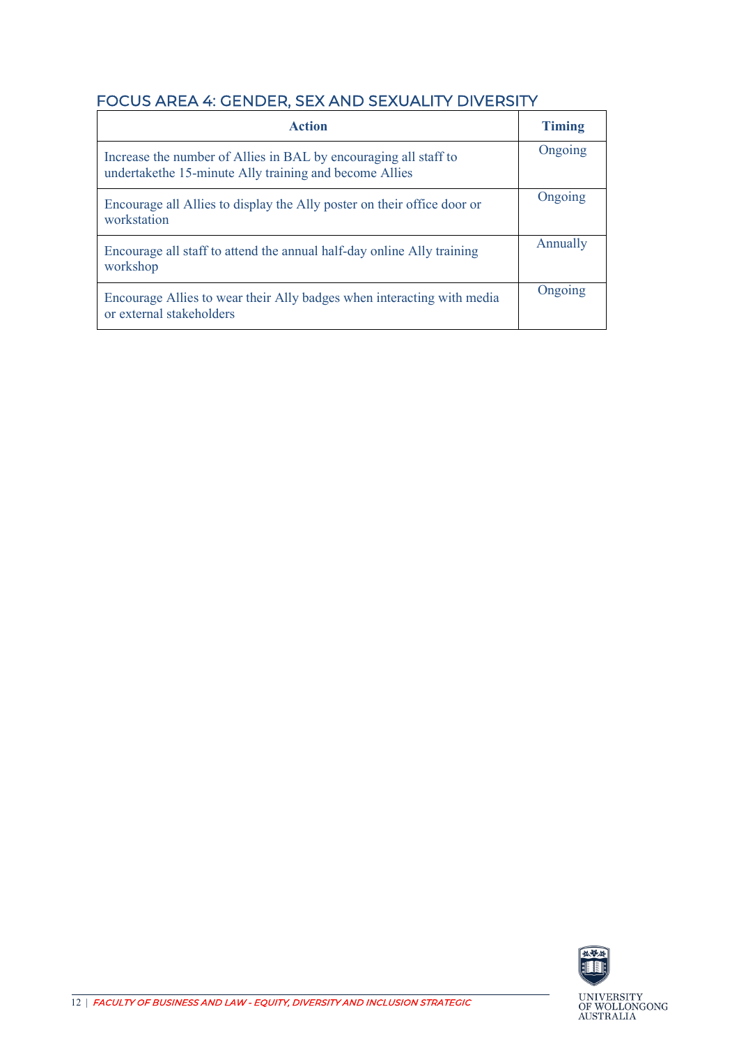## FOCUS AREA 4: GENDER, SEX AND SEXUALITY DIVERSITY

| Action | Timing |
|---|---|
| Increase the number of Allies in BAL by encouraging all staff to undertakethe 15-minute Ally training and become Allies | Ongoing |
| Encourage all Allies to display the Ally poster on their office door or workstation | Ongoing |
| Encourage all staff to attend the annual half-day online Ally training workshop | Annually |
| Encourage Allies to wear their Ally badges when interacting with media or external stakeholders | Ongoing |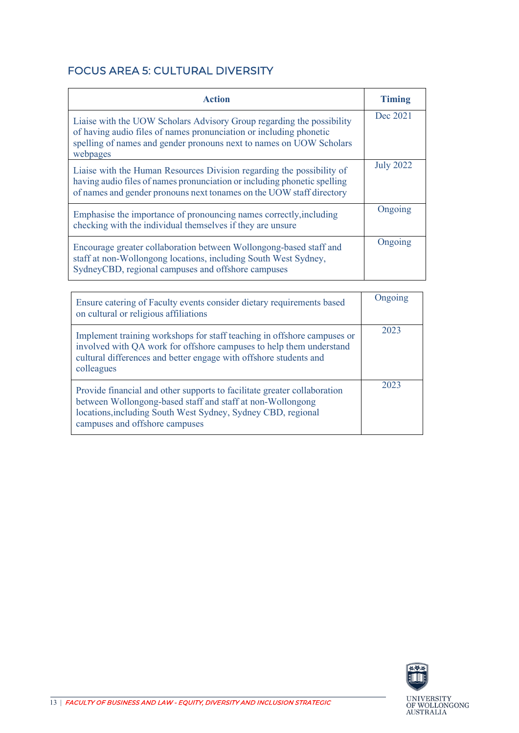## FOCUS AREA 5: CULTURAL DIVERSITY

| Action | Timing |
| --- | --- |
| Liaise with the UOW Scholars Advisory Group regarding the possibility of having audio files of names pronunciation or including phonetic spelling of names and gender pronouns next to names on UOW Scholars webpages | Dec 2021 |
| Liaise with the Human Resources Division regarding the possibility of having audio files of names pronunciation or including phonetic spelling of names and gender pronouns next tonames on the UOW staff directory | July 2022 |
| Emphasise the importance of pronouncing names correctly,including checking with the individual themselves if they are unsure | Ongoing |
| Encourage greater collaboration between Wollongong-based staff and staff at non-Wollongong locations, including South West Sydney, SydneyCBD, regional campuses and offshore campuses | Ongoing |
| Ensure catering of Faculty events consider dietary requirements based on cultural or religious affiliations | Ongoing |
| Implement training workshops for staff teaching in offshore campuses or involved with QA work for offshore campuses to help them understand cultural differences and better engage with offshore students and colleagues | 2023 |
| Provide financial and other supports to facilitate greater collaboration between Wollongong-based staff and staff at non-Wollongong locations,including South West Sydney, Sydney CBD, regional campuses and offshore campuses | 2023 |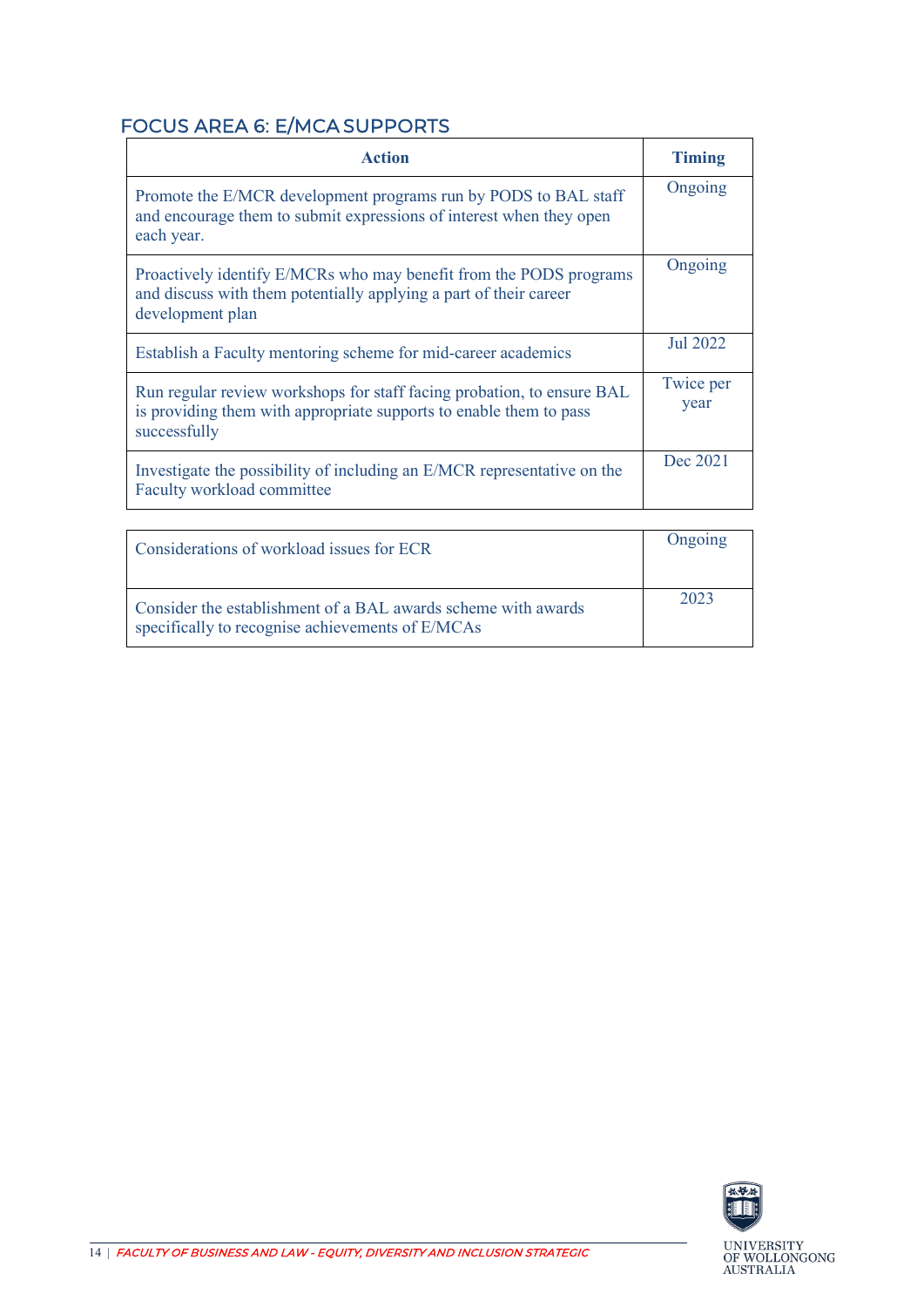## FOCUS AREA 6: E/MCA SUPPORTS

| Action | Timing |
|---|---|
| Promote the E/MCR development programs run by PODS to BAL staff and encourage them to submit expressions of interest when they open each year. | Ongoing |
| Proactively identify E/MCRs who may benefit from the PODS programs and discuss with them potentially applying a part of their career development plan | Ongoing |
| Establish a Faculty mentoring scheme for mid-career academics | Jul 2022 |
| Run regular review workshops for staff facing probation, to ensure BAL is providing them with appropriate supports to enable them to pass successfully | Twice per year |
| Investigate the possibility of including an E/MCR representative on the Faculty workload committee | Dec 2021 |
| Considerations of workload issues for ECR | Ongoing |
| Consider the establishment of a BAL awards scheme with awards specifically to recognise achievements of E/MCAs | 2023 |